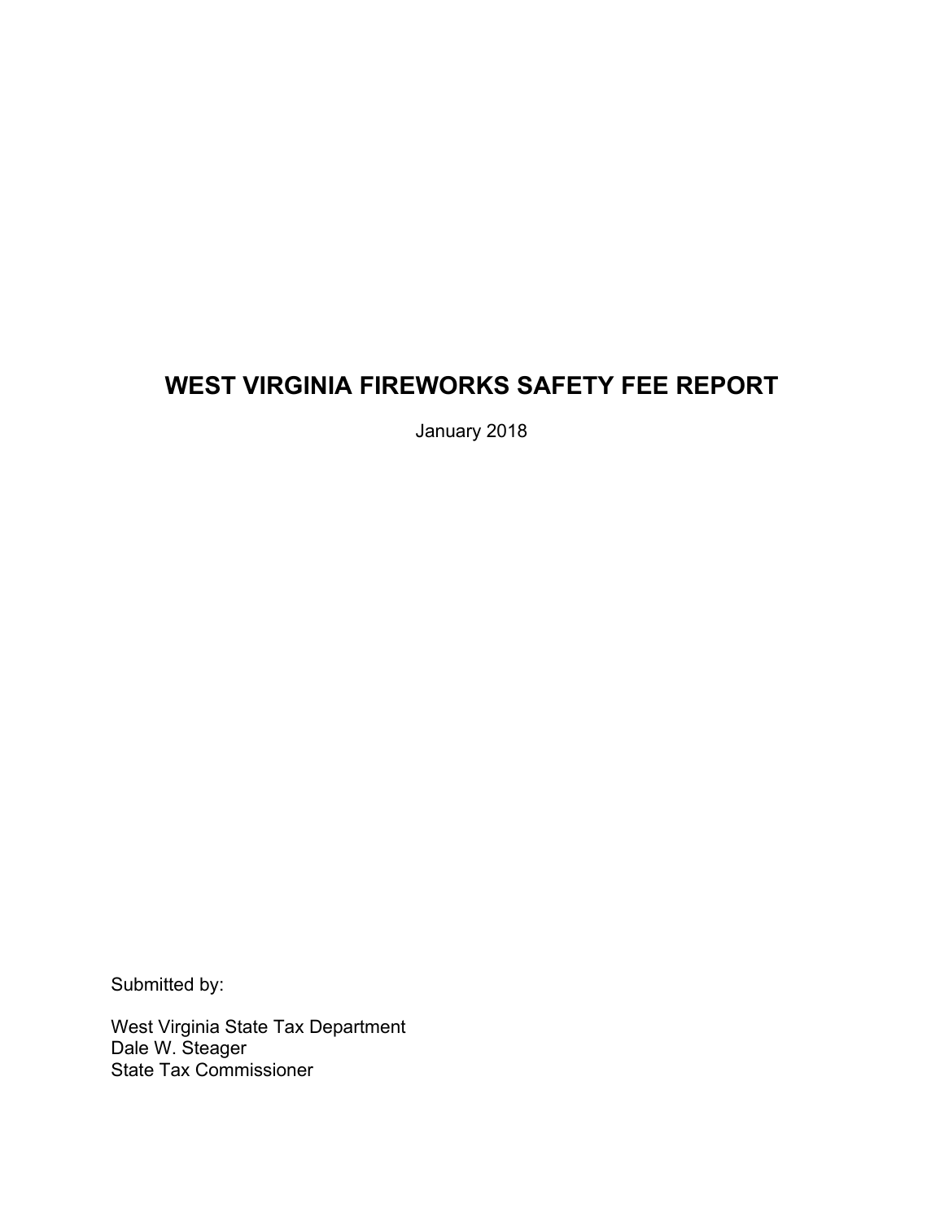# WEST VIRGINIA FIREWORKS SAFETY FEE REPORT

January 2018

Submitted by:

West Virginia State Tax Department
Dale W. Steager
State Tax Commissioner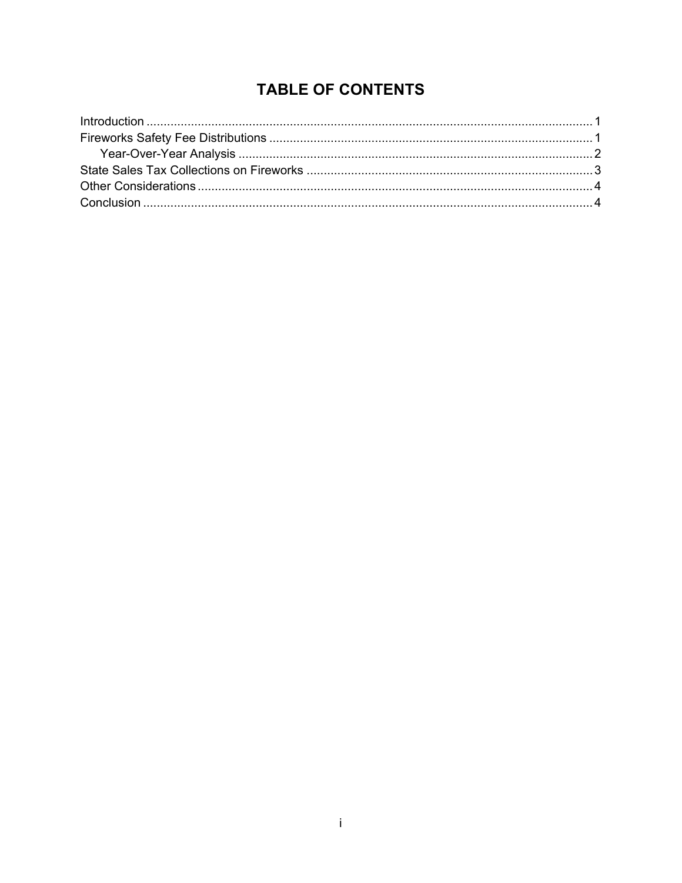# TABLE OF CONTENTS

- Introduction ..... 1
- Fireworks Safety Fee Distributions ..... 1
  - Year-Over-Year Analysis ..... 2
- State Sales Tax Collections on Fireworks ..... 3
- Other Considerations ..... 4
- Conclusion ..... 4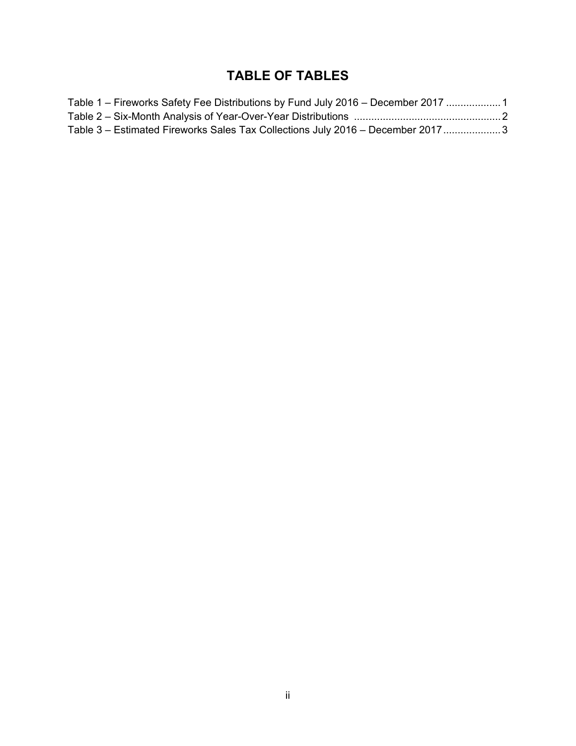# TABLE OF TABLES

Table 1 – Fireworks Safety Fee Distributions by Fund July 2016 – December 2017 ................... 1
Table 2 – Six-Month Analysis of Year-Over-Year Distributions .................................................. 2
Table 3 – Estimated Fireworks Sales Tax Collections July 2016 – December 2017 .................... 3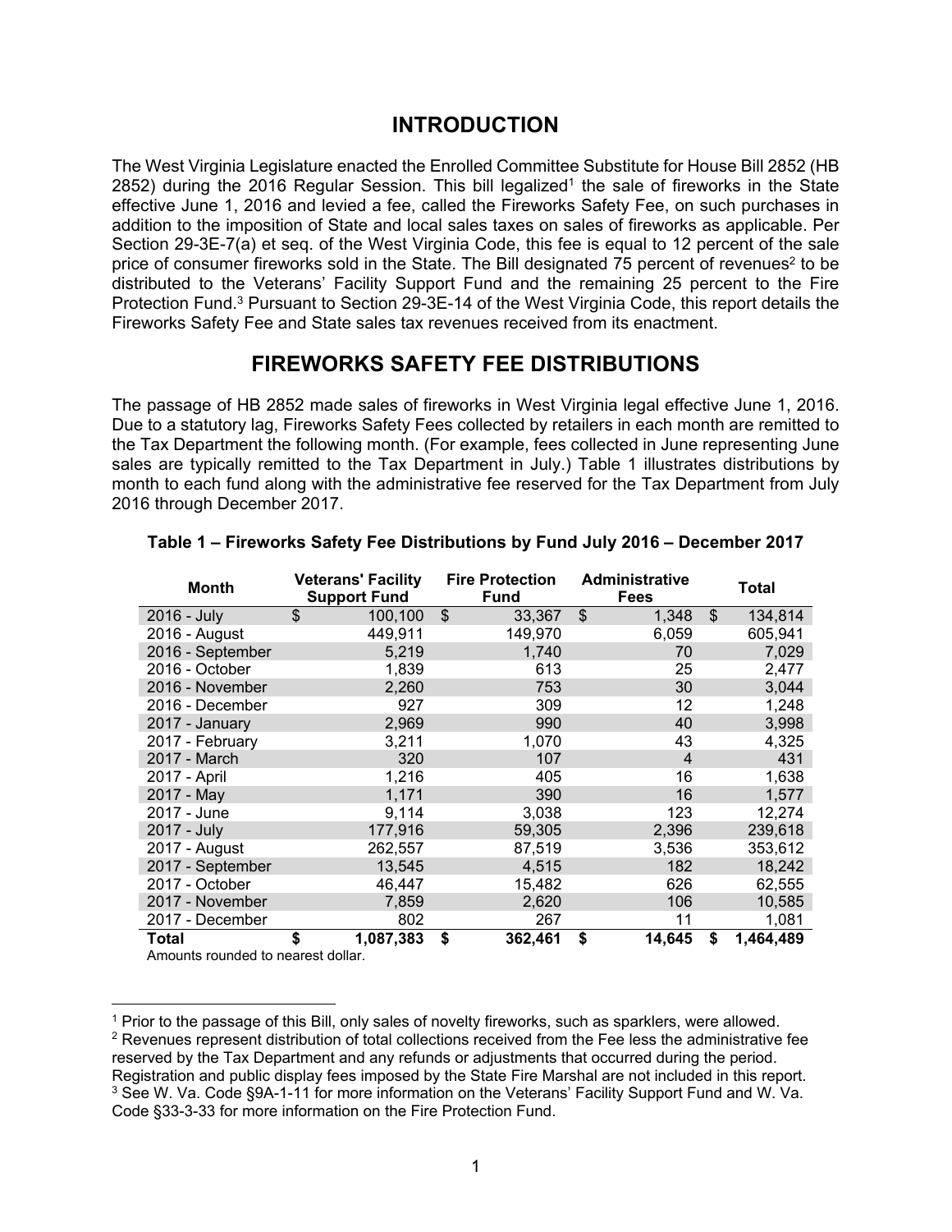# INTRODUCTION

The West Virginia Legislature enacted the Enrolled Committee Substitute for House Bill 2852 (HB 2852) during the 2016 Regular Session. This bill legalized[1] the sale of fireworks in the State effective June 1, 2016 and levied a fee, called the Fireworks Safety Fee, on such purchases in addition to the imposition of State and local sales taxes on sales of fireworks as applicable. Per Section 29-3E-7(a) et seq. of the West Virginia Code, this fee is equal to 12 percent of the sale price of consumer fireworks sold in the State. The Bill designated 75 percent of revenues[2] to be distributed to the Veterans' Facility Support Fund and the remaining 25 percent to the Fire Protection Fund.[3] Pursuant to Section 29-3E-14 of the West Virginia Code, this report details the Fireworks Safety Fee and State sales tax revenues received from its enactment.

# FIREWORKS SAFETY FEE DISTRIBUTIONS

The passage of HB 2852 made sales of fireworks in West Virginia legal effective June 1, 2016. Due to a statutory lag, Fireworks Safety Fees collected by retailers in each month are remitted to the Tax Department the following month. (For example, fees collected in June representing June sales are typically remitted to the Tax Department in July.) Table 1 illustrates distributions by month to each fund along with the administrative fee reserved for the Tax Department from July 2016 through December 2017.

**Table 1 – Fireworks Safety Fee Distributions by Fund July 2016 – December 2017**

| Month | Veterans' Facility Support Fund | Fire Protection Fund | Administrative Fees | Total |
|---|---|---|---|---|
| 2016 - July | $ 100,100 | $ 33,367 | $ 1,348 | $ 134,814 |
| 2016 - August | 449,911 | 149,970 | 6,059 | 605,941 |
| 2016 - September | 5,219 | 1,740 | 70 | 7,029 |
| 2016 - October | 1,839 | 613 | 25 | 2,477 |
| 2016 - November | 2,260 | 753 | 30 | 3,044 |
| 2016 - December | 927 | 309 | 12 | 1,248 |
| 2017 - January | 2,969 | 990 | 40 | 3,998 |
| 2017 - February | 3,211 | 1,070 | 43 | 4,325 |
| 2017 - March | 320 | 107 | 4 | 431 |
| 2017 - April | 1,216 | 405 | 16 | 1,638 |
| 2017 - May | 1,171 | 390 | 16 | 1,577 |
| 2017 - June | 9,114 | 3,038 | 123 | 12,274 |
| 2017 - July | 177,916 | 59,305 | 2,396 | 239,618 |
| 2017 - August | 262,557 | 87,519 | 3,536 | 353,612 |
| 2017 - September | 13,545 | 4,515 | 182 | 18,242 |
| 2017 - October | 46,447 | 15,482 | 626 | 62,555 |
| 2017 - November | 7,859 | 2,620 | 106 | 10,585 |
| 2017 - December | 802 | 267 | 11 | 1,081 |
| **Total** | **$ 1,087,383** | **$ 362,461** | **$ 14,645** | **$ 1,464,489** |

Amounts rounded to nearest dollar.

---

[1] Prior to the passage of this Bill, only sales of novelty fireworks, such as sparklers, were allowed.

[2] Revenues represent distribution of total collections received from the Fee less the administrative fee reserved by the Tax Department and any refunds or adjustments that occurred during the period. Registration and public display fees imposed by the State Fire Marshal are not included in this report.

[3] See W. Va. Code §9A-1-11 for more information on the Veterans' Facility Support Fund and W. Va. Code §33-3-33 for more information on the Fire Protection Fund.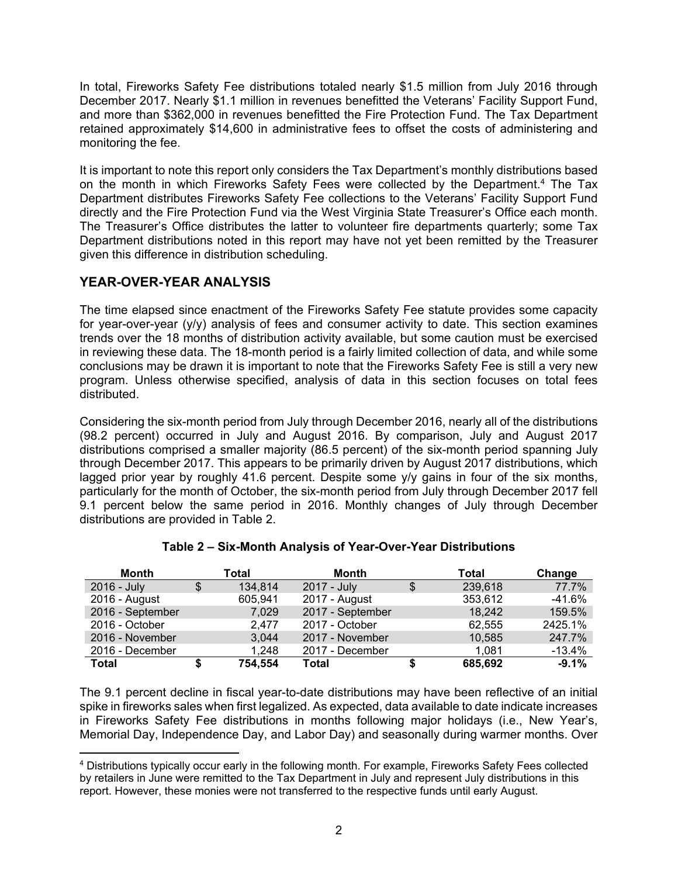In total, Fireworks Safety Fee distributions totaled nearly $1.5 million from July 2016 through December 2017. Nearly $1.1 million in revenues benefitted the Veterans' Facility Support Fund, and more than $362,000 in revenues benefitted the Fire Protection Fund. The Tax Department retained approximately $14,600 in administrative fees to offset the costs of administering and monitoring the fee.

It is important to note this report only considers the Tax Department's monthly distributions based on the month in which Fireworks Safety Fees were collected by the Department.[4] The Tax Department distributes Fireworks Safety Fee collections to the Veterans' Facility Support Fund directly and the Fire Protection Fund via the West Virginia State Treasurer's Office each month. The Treasurer's Office distributes the latter to volunteer fire departments quarterly; some Tax Department distributions noted in this report may have not yet been remitted by the Treasurer given this difference in distribution scheduling.

## YEAR-OVER-YEAR ANALYSIS

The time elapsed since enactment of the Fireworks Safety Fee statute provides some capacity for year-over-year (y/y) analysis of fees and consumer activity to date. This section examines trends over the 18 months of distribution activity available, but some caution must be exercised in reviewing these data. The 18-month period is a fairly limited collection of data, and while some conclusions may be drawn it is important to note that the Fireworks Safety Fee is still a very new program. Unless otherwise specified, analysis of data in this section focuses on total fees distributed.

Considering the six-month period from July through December 2016, nearly all of the distributions (98.2 percent) occurred in July and August 2016. By comparison, July and August 2017 distributions comprised a smaller majority (86.5 percent) of the six-month period spanning July through December 2017. This appears to be primarily driven by August 2017 distributions, which lagged prior year by roughly 41.6 percent. Despite some y/y gains in four of the six months, particularly for the month of October, the six-month period from July through December 2017 fell 9.1 percent below the same period in 2016. Monthly changes of July through December distributions are provided in Table 2.

**Table 2 – Six-Month Analysis of Year-Over-Year Distributions**

| Month | Total | Month | Total | Change |
|---|---|---|---|---|
| 2016 - July | $ 134,814 | 2017 - July | $ 239,618 | 77.7% |
| 2016 - August | 605,941 | 2017 - August | 353,612 | -41.6% |
| 2016 - September | 7,029 | 2017 - September | 18,242 | 159.5% |
| 2016 - October | 2,477 | 2017 - October | 62,555 | 2425.1% |
| 2016 - November | 3,044 | 2017 - November | 10,585 | 247.7% |
| 2016 - December | 1,248 | 2017 - December | 1,081 | -13.4% |
| **Total** | **$ 754,554** | **Total** | **$ 685,692** | **-9.1%** |

The 9.1 percent decline in fiscal year-to-date distributions may have been reflective of an initial spike in fireworks sales when first legalized. As expected, data available to date indicate increases in Fireworks Safety Fee distributions in months following major holidays (i.e., New Year's, Memorial Day, Independence Day, and Labor Day) and seasonally during warmer months. Over

---

[4] Distributions typically occur early in the following month. For example, Fireworks Safety Fees collected by retailers in June were remitted to the Tax Department in July and represent July distributions in this report. However, these monies were not transferred to the respective funds until early August.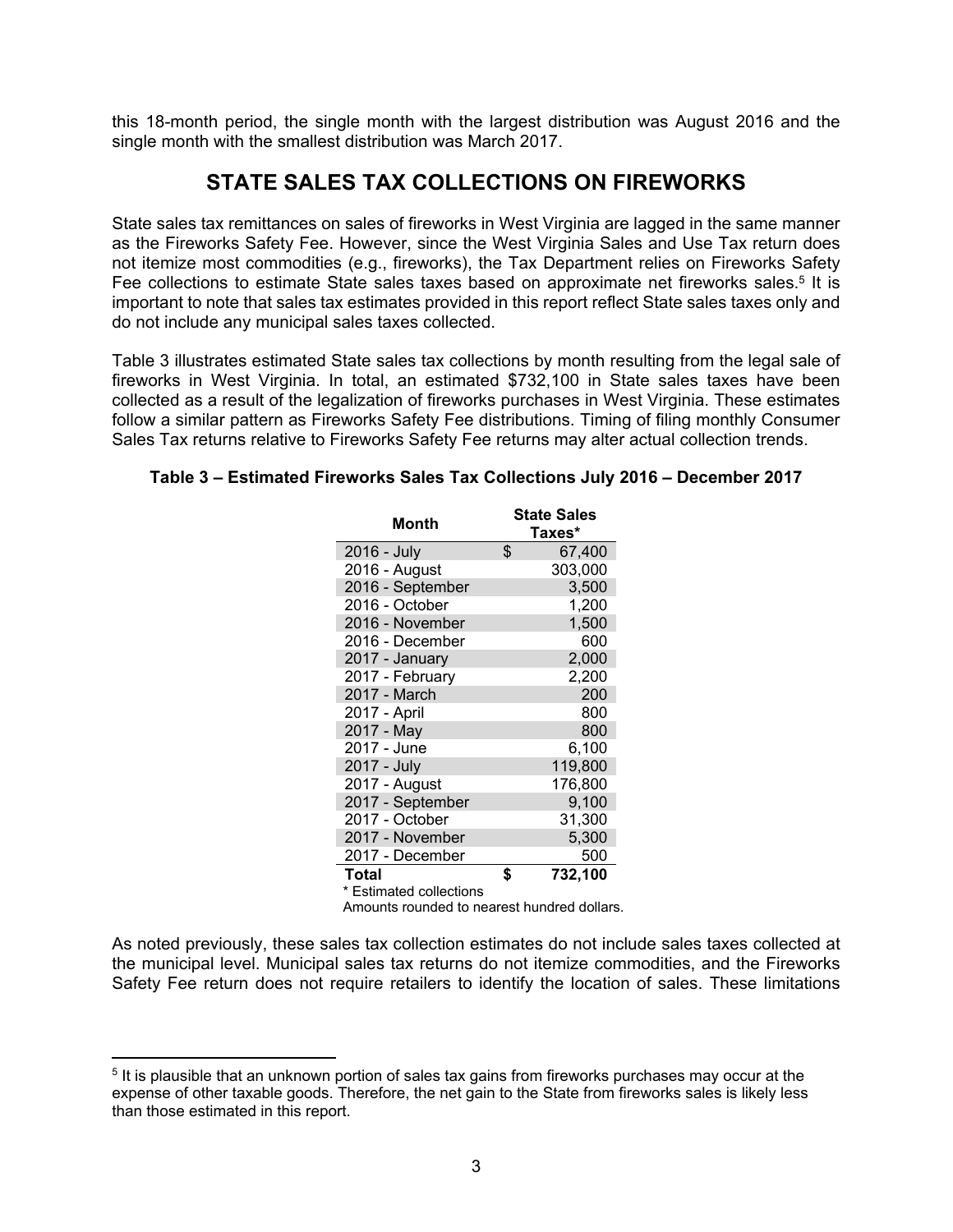this 18-month period, the single month with the largest distribution was August 2016 and the single month with the smallest distribution was March 2017.

## STATE SALES TAX COLLECTIONS ON FIREWORKS

State sales tax remittances on sales of fireworks in West Virginia are lagged in the same manner as the Fireworks Safety Fee. However, since the West Virginia Sales and Use Tax return does not itemize most commodities (e.g., fireworks), the Tax Department relies on Fireworks Safety Fee collections to estimate State sales taxes based on approximate net fireworks sales.[5] It is important to note that sales tax estimates provided in this report reflect State sales taxes only and do not include any municipal sales taxes collected.

Table 3 illustrates estimated State sales tax collections by month resulting from the legal sale of fireworks in West Virginia. In total, an estimated $732,100 in State sales taxes have been collected as a result of the legalization of fireworks purchases in West Virginia. These estimates follow a similar pattern as Fireworks Safety Fee distributions. Timing of filing monthly Consumer Sales Tax returns relative to Fireworks Safety Fee returns may alter actual collection trends.

**Table 3 – Estimated Fireworks Sales Tax Collections July 2016 – December 2017**

| Month | State Sales Taxes* |
|---|---|
| 2016 - July | $ 67,400 |
| 2016 - August | 303,000 |
| 2016 - September | 3,500 |
| 2016 - October | 1,200 |
| 2016 - November | 1,500 |
| 2016 - December | 600 |
| 2017 - January | 2,000 |
| 2017 - February | 2,200 |
| 2017 - March | 200 |
| 2017 - April | 800 |
| 2017 - May | 800 |
| 2017 - June | 6,100 |
| 2017 - July | 119,800 |
| 2017 - August | 176,800 |
| 2017 - September | 9,100 |
| 2017 - October | 31,300 |
| 2017 - November | 5,300 |
| 2017 - December | 500 |
| **Total** | **$ 732,100** |

\* Estimated collections
Amounts rounded to nearest hundred dollars.

As noted previously, these sales tax collection estimates do not include sales taxes collected at the municipal level. Municipal sales tax returns do not itemize commodities, and the Fireworks Safety Fee return does not require retailers to identify the location of sales. These limitations

[5] It is plausible that an unknown portion of sales tax gains from fireworks purchases may occur at the expense of other taxable goods. Therefore, the net gain to the State from fireworks sales is likely less than those estimated in this report.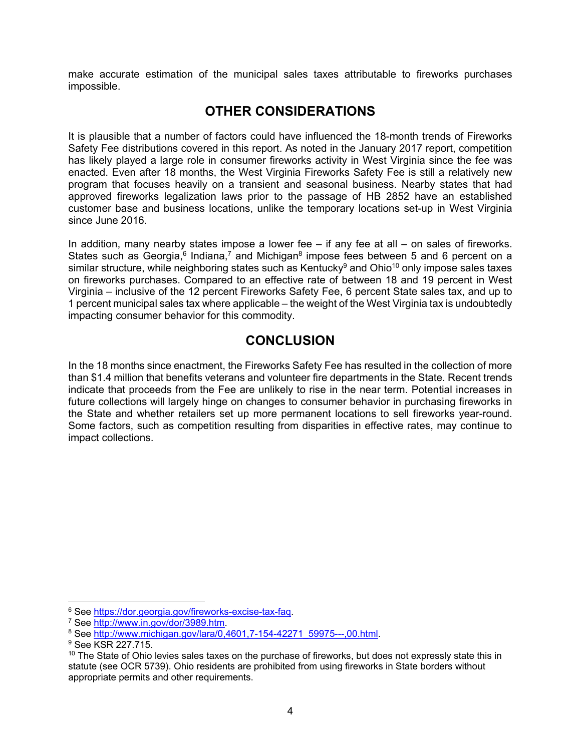make accurate estimation of the municipal sales taxes attributable to fireworks purchases impossible.

## OTHER CONSIDERATIONS

It is plausible that a number of factors could have influenced the 18-month trends of Fireworks Safety Fee distributions covered in this report. As noted in the January 2017 report, competition has likely played a large role in consumer fireworks activity in West Virginia since the fee was enacted. Even after 18 months, the West Virginia Fireworks Safety Fee is still a relatively new program that focuses heavily on a transient and seasonal business. Nearby states that had approved fireworks legalization laws prior to the passage of HB 2852 have an established customer base and business locations, unlike the temporary locations set-up in West Virginia since June 2016.

In addition, many nearby states impose a lower fee – if any fee at all – on sales of fireworks. States such as Georgia,[6] Indiana,[7] and Michigan[8] impose fees between 5 and 6 percent on a similar structure, while neighboring states such as Kentucky[9] and Ohio[10] only impose sales taxes on fireworks purchases. Compared to an effective rate of between 18 and 19 percent in West Virginia – inclusive of the 12 percent Fireworks Safety Fee, 6 percent State sales tax, and up to 1 percent municipal sales tax where applicable – the weight of the West Virginia tax is undoubtedly impacting consumer behavior for this commodity.

## CONCLUSION

In the 18 months since enactment, the Fireworks Safety Fee has resulted in the collection of more than $1.4 million that benefits veterans and volunteer fire departments in the State. Recent trends indicate that proceeds from the Fee are unlikely to rise in the near term. Potential increases in future collections will largely hinge on changes to consumer behavior in purchasing fireworks in the State and whether retailers set up more permanent locations to sell fireworks year-round. Some factors, such as competition resulting from disparities in effective rates, may continue to impact collections.

---

[6] See https://dor.georgia.gov/fireworks-excise-tax-faq.

[7] See http://www.in.gov/dor/3989.htm.

[8] See http://www.michigan.gov/lara/0,4601,7-154-42271_59975---,00.html.

[9] See KSR 227.715.

[10] The State of Ohio levies sales taxes on the purchase of fireworks, but does not expressly state this in statute (see OCR 5739). Ohio residents are prohibited from using fireworks in State borders without appropriate permits and other requirements.